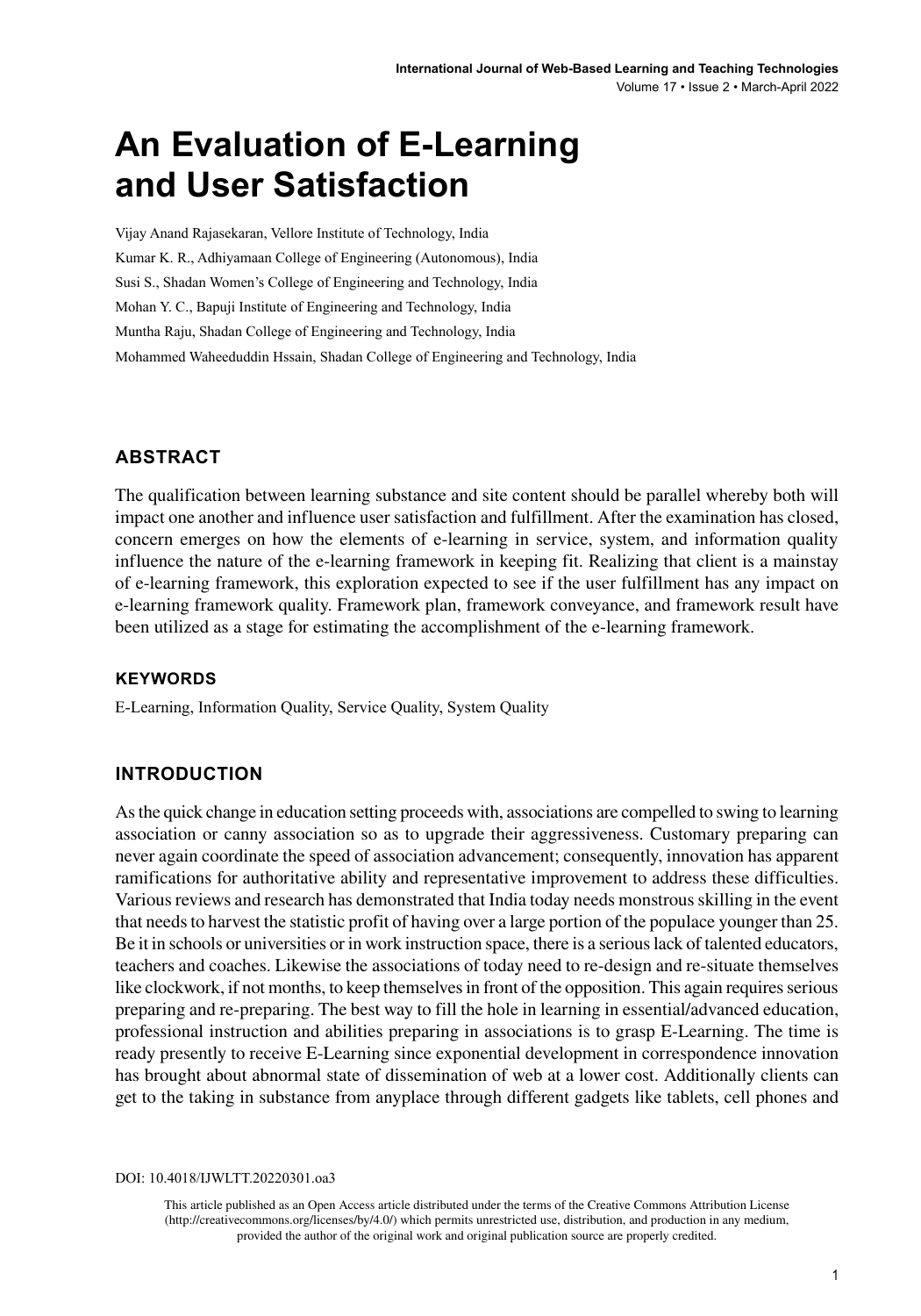# An Evaluation of E-Learning and User Satisfaction

Vijay Anand Rajasekaran, Vellore Institute of Technology, India

Kumar K. R., Adhiyamaan College of Engineering (Autonomous), India

Susi S., Shadan Women's College of Engineering and Technology, India

Mohan Y. C., Bapuji Institute of Engineering and Technology, India

Muntha Raju, Shadan College of Engineering and Technology, India

Mohammed Waheeduddin Hssain, Shadan College of Engineering and Technology, India

## ABSTRACT

The qualification between learning substance and site content should be parallel whereby both will impact one another and influence user satisfaction and fulfillment. After the examination has closed, concern emerges on how the elements of e-learning in service, system, and information quality influence the nature of the e-learning framework in keeping fit. Realizing that client is a mainstay of e-learning framework, this exploration expected to see if the user fulfillment has any impact on e-learning framework quality. Framework plan, framework conveyance, and framework result have been utilized as a stage for estimating the accomplishment of the e-learning framework.

### KEYWORDS

E-Learning, Information Quality, Service Quality, System Quality

## INTRODUCTION

As the quick change in education setting proceeds with, associations are compelled to swing to learning association or canny association so as to upgrade their aggressiveness. Customary preparing can never again coordinate the speed of association advancement; consequently, innovation has apparent ramifications for authoritative ability and representative improvement to address these difficulties. Various reviews and research has demonstrated that India today needs monstrous skilling in the event that needs to harvest the statistic profit of having over a large portion of the populace younger than 25. Be it in schools or universities or in work instruction space, there is a serious lack of talented educators, teachers and coaches. Likewise the associations of today need to re-design and re-situate themselves like clockwork, if not months, to keep themselves in front of the opposition. This again requires serious preparing and re-preparing. The best way to fill the hole in learning in essential/advanced education, professional instruction and abilities preparing in associations is to grasp E-Learning. The time is ready presently to receive E-Learning since exponential development in correspondence innovation has brought about abnormal state of dissemination of web at a lower cost. Additionally clients can get to the taking in substance from anyplace through different gadgets like tablets, cell phones and

DOI: 10.4018/IJWLTT.20220301.oa3

This article published as an Open Access article distributed under the terms of the Creative Commons Attribution License (http://creativecommons.org/licenses/by/4.0/) which permits unrestricted use, distribution, and production in any medium, provided the author of the original work and original publication source are properly credited.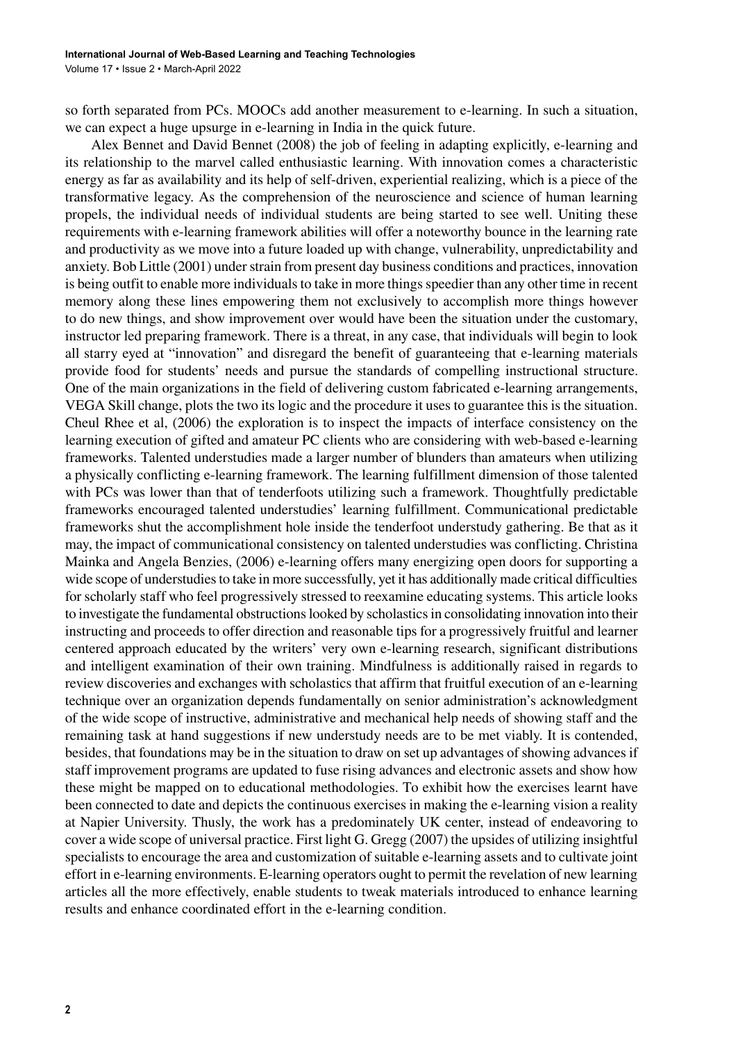so forth separated from PCs. MOOCs add another measurement to e-learning. In such a situation, we can expect a huge upsurge in e-learning in India in the quick future.

Alex Bennet and David Bennet (2008) the job of feeling in adapting explicitly, e-learning and its relationship to the marvel called enthusiastic learning. With innovation comes a characteristic energy as far as availability and its help of self-driven, experiential realizing, which is a piece of the transformative legacy. As the comprehension of the neuroscience and science of human learning propels, the individual needs of individual students are being started to see well. Uniting these requirements with e-learning framework abilities will offer a noteworthy bounce in the learning rate and productivity as we move into a future loaded up with change, vulnerability, unpredictability and anxiety. Bob Little (2001) under strain from present day business conditions and practices, innovation is being outfit to enable more individuals to take in more things speedier than any other time in recent memory along these lines empowering them not exclusively to accomplish more things however to do new things, and show improvement over would have been the situation under the customary, instructor led preparing framework. There is a threat, in any case, that individuals will begin to look all starry eyed at "innovation" and disregard the benefit of guaranteeing that e-learning materials provide food for students' needs and pursue the standards of compelling instructional structure. One of the main organizations in the field of delivering custom fabricated e-learning arrangements, VEGA Skill change, plots the two its logic and the procedure it uses to guarantee this is the situation. Cheul Rhee et al, (2006) the exploration is to inspect the impacts of interface consistency on the learning execution of gifted and amateur PC clients who are considering with web-based e-learning frameworks. Talented understudies made a larger number of blunders than amateurs when utilizing a physically conflicting e-learning framework. The learning fulfillment dimension of those talented with PCs was lower than that of tenderfoots utilizing such a framework. Thoughtfully predictable frameworks encouraged talented understudies' learning fulfillment. Communicational predictable frameworks shut the accomplishment hole inside the tenderfoot understudy gathering. Be that as it may, the impact of communicational consistency on talented understudies was conflicting. Christina Mainka and Angela Benzies, (2006) e-learning offers many energizing open doors for supporting a wide scope of understudies to take in more successfully, yet it has additionally made critical difficulties for scholarly staff who feel progressively stressed to reexamine educating systems. This article looks to investigate the fundamental obstructions looked by scholastics in consolidating innovation into their instructing and proceeds to offer direction and reasonable tips for a progressively fruitful and learner centered approach educated by the writers' very own e-learning research, significant distributions and intelligent examination of their own training. Mindfulness is additionally raised in regards to review discoveries and exchanges with scholastics that affirm that fruitful execution of an e-learning technique over an organization depends fundamentally on senior administration's acknowledgment of the wide scope of instructive, administrative and mechanical help needs of showing staff and the remaining task at hand suggestions if new understudy needs are to be met viably. It is contended, besides, that foundations may be in the situation to draw on set up advantages of showing advances if staff improvement programs are updated to fuse rising advances and electronic assets and show how these might be mapped on to educational methodologies. To exhibit how the exercises learnt have been connected to date and depicts the continuous exercises in making the e-learning vision a reality at Napier University. Thusly, the work has a predominately UK center, instead of endeavoring to cover a wide scope of universal practice. First light G. Gregg (2007) the upsides of utilizing insightful specialists to encourage the area and customization of suitable e-learning assets and to cultivate joint effort in e-learning environments. E-learning operators ought to permit the revelation of new learning articles all the more effectively, enable students to tweak materials introduced to enhance learning results and enhance coordinated effort in the e-learning condition.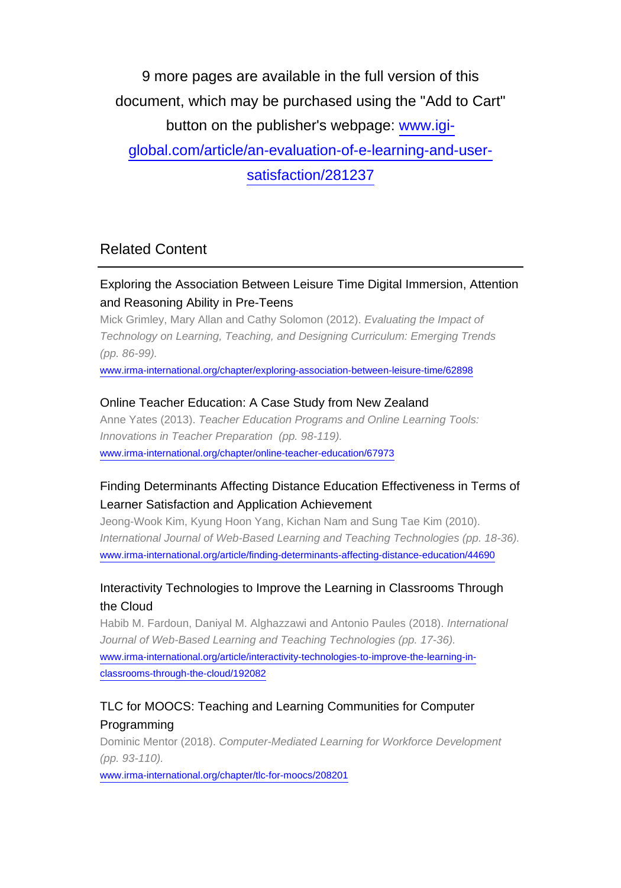9 more pages are available in the full version of this document, which may be purchased using the "Add to Cart" button on the publisher's webpage: www.igi-global.com/article/an-evaluation-of-e-learning-and-user-satisfaction/281237

## Related Content

### Exploring the Association Between Leisure Time Digital Immersion, Attention and Reasoning Ability in Pre-Teens

Mick Grimley, Mary Allan and Cathy Solomon (2012). *Evaluating the Impact of Technology on Learning, Teaching, and Designing Curriculum: Emerging Trends (pp. 86-99).*

www.irma-international.org/chapter/exploring-association-between-leisure-time/62898

### Online Teacher Education: A Case Study from New Zealand

Anne Yates (2013). *Teacher Education Programs and Online Learning Tools: Innovations in Teacher Preparation (pp. 98-119).*

www.irma-international.org/chapter/online-teacher-education/67973

### Finding Determinants Affecting Distance Education Effectiveness in Terms of Learner Satisfaction and Application Achievement

Jeong-Wook Kim, Kyung Hoon Yang, Kichan Nam and Sung Tae Kim (2010). *International Journal of Web-Based Learning and Teaching Technologies (pp. 18-36).*

www.irma-international.org/article/finding-determinants-affecting-distance-education/44690

### Interactivity Technologies to Improve the Learning in Classrooms Through the Cloud

Habib M. Fardoun, Daniyal M. Alghazzawi and Antonio Paules (2018). *International Journal of Web-Based Learning and Teaching Technologies (pp. 17-36).*

www.irma-international.org/article/interactivity-technologies-to-improve-the-learning-in-classrooms-through-the-cloud/192082

### TLC for MOOCS: Teaching and Learning Communities for Computer Programming

Dominic Mentor (2018). *Computer-Mediated Learning for Workforce Development (pp. 93-110).*

www.irma-international.org/chapter/tlc-for-moocs/208201